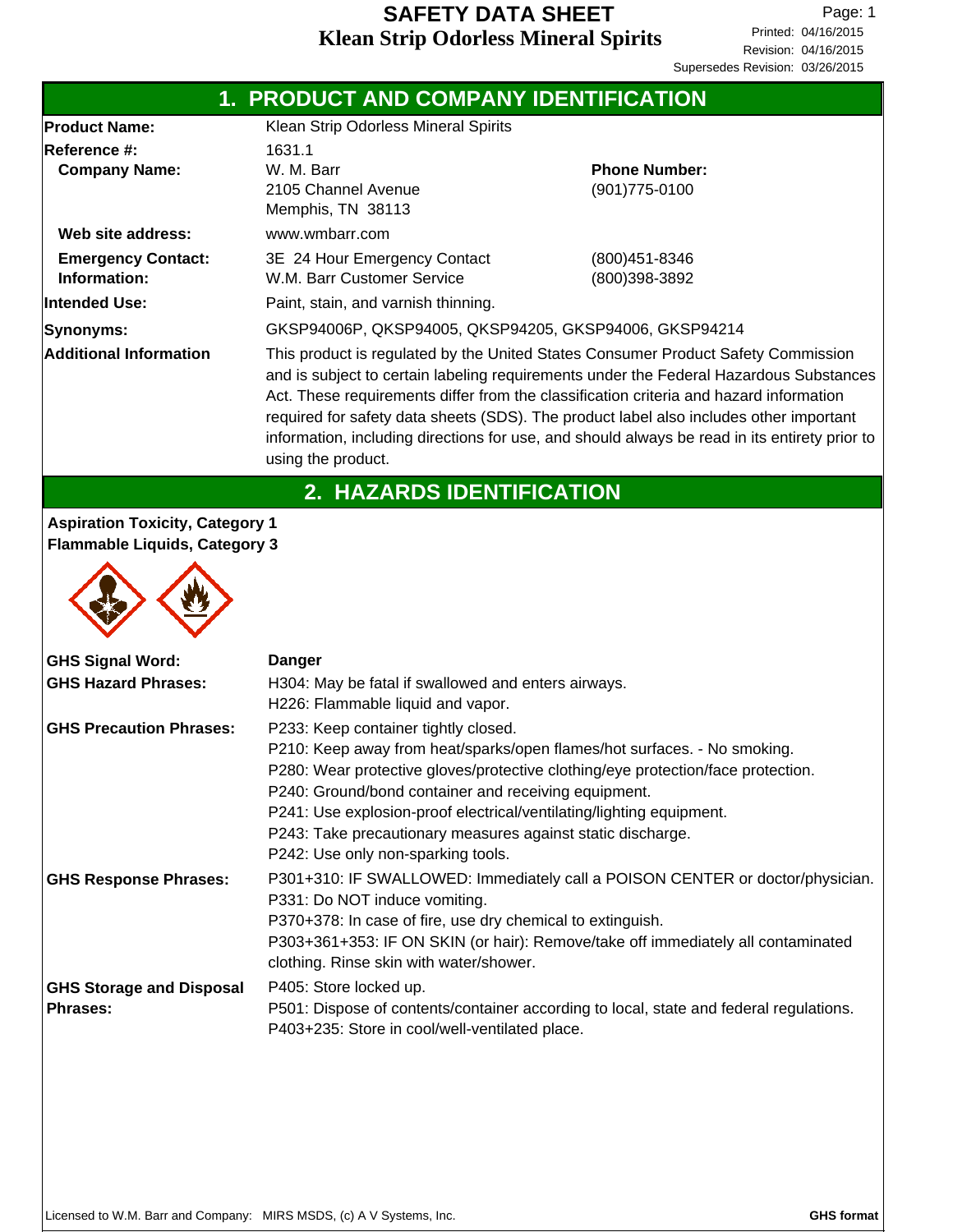# SAFETY DATA SHEET
# Klean Strip Odorless Mineral Spirits

Printed: 04/16/2015
Revision: 04/16/2015
Supersedes Revision: 03/26/2015

## 1. PRODUCT AND COMPANY IDENTIFICATION

| | | |
|---|---|---|
| **Product Name:** | Klean Strip Odorless Mineral Spirits | |
| **Reference #:** | 1631.1 | |
| **Company Name:** | W. M. Barr<br>2105 Channel Avenue<br>Memphis, TN 38113 | **Phone Number:**<br>(901)775-0100 |
| **Web site address:** | www.wmbarr.com | |
| **Emergency Contact: Information:** | 3E 24 Hour Emergency Contact<br>W.M. Barr Customer Service | (800)451-8346<br>(800)398-3892 |
| **Intended Use:** | Paint, stain, and varnish thinning. | |
| **Synonyms:** | GKSP94006P, QKSP94005, QKSP94205, GKSP94006, GKSP94214 | |
| **Additional Information** | This product is regulated by the United States Consumer Product Safety Commission and is subject to certain labeling requirements under the Federal Hazardous Substances Act. These requirements differ from the classification criteria and hazard information required for safety data sheets (SDS). The product label also includes other important information, including directions for use, and should always be read in its entirety prior to using the product. | |

## 2. HAZARDS IDENTIFICATION

**Aspiration Toxicity, Category 1**
**Flammable Liquids, Category 3**

**GHS Signal Word:** **Danger**

**GHS Hazard Phrases:**
H304: May be fatal if swallowed and enters airways.
H226: Flammable liquid and vapor.

**GHS Precaution Phrases:**
P233: Keep container tightly closed.
P210: Keep away from heat/sparks/open flames/hot surfaces. - No smoking.
P280: Wear protective gloves/protective clothing/eye protection/face protection.
P240: Ground/bond container and receiving equipment.
P241: Use explosion-proof electrical/ventilating/lighting equipment.
P243: Take precautionary measures against static discharge.
P242: Use only non-sparking tools.

**GHS Response Phrases:**
P301+310: IF SWALLOWED: Immediately call a POISON CENTER or doctor/physician.
P331: Do NOT induce vomiting.
P370+378: In case of fire, use dry chemical to extinguish.
P303+361+353: IF ON SKIN (or hair): Remove/take off immediately all contaminated clothing. Rinse skin with water/shower.

**GHS Storage and Disposal Phrases:**
P405: Store locked up.
P501: Dispose of contents/container according to local, state and federal regulations.
P403+235: Store in cool/well-ventilated place.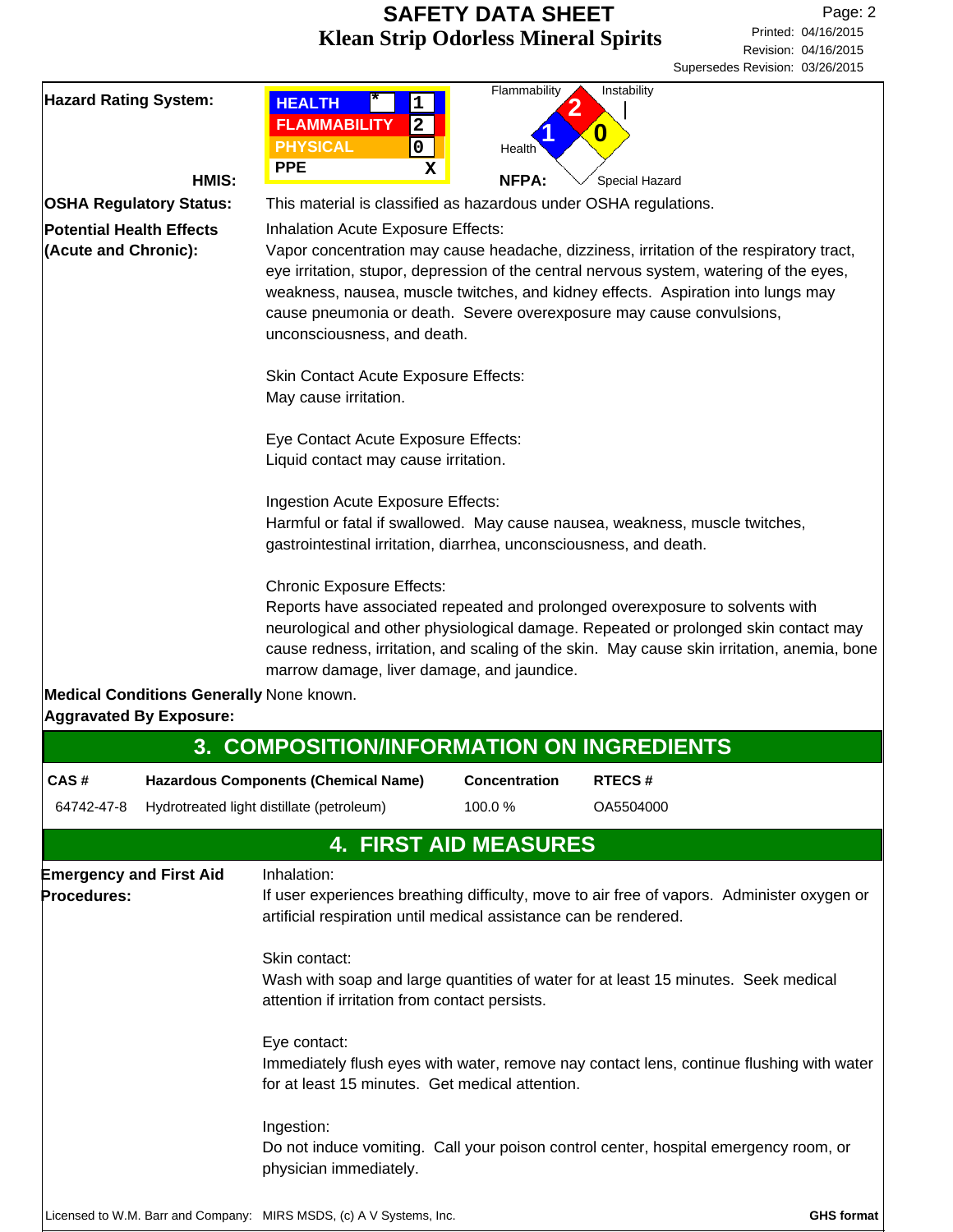**Hazard Rating System:**

**HMIS:**

| | | |
|---|---|---|
| HEALTH | * | 1 |
| FLAMMABILITY | | 2 |
| PHYSICAL | | 0 |
| PPE | | X |

**NFPA:** Flammability 2, Health 1, Instability 0, Special Hazard

**OSHA Regulatory Status:** This material is classified as hazardous under OSHA regulations.

**Potential Health Effects (Acute and Chronic):**

Inhalation Acute Exposure Effects:
Vapor concentration may cause headache, dizziness, irritation of the respiratory tract, eye irritation, stupor, depression of the central nervous system, watering of the eyes, weakness, nausea, muscle twitches, and kidney effects. Aspiration into lungs may cause pneumonia or death. Severe overexposure may cause convulsions, unconsciousness, and death.

Skin Contact Acute Exposure Effects:
May cause irritation.

Eye Contact Acute Exposure Effects:
Liquid contact may cause irritation.

Ingestion Acute Exposure Effects:
Harmful or fatal if swallowed. May cause nausea, weakness, muscle twitches, gastrointestinal irritation, diarrhea, unconsciousness, and death.

Chronic Exposure Effects:
Reports have associated repeated and prolonged overexposure to solvents with neurological and other physiological damage. Repeated or prolonged skin contact may cause redness, irritation, and scaling of the skin. May cause skin irritation, anemia, bone marrow damage, liver damage, and jaundice.

**Medical Conditions Generally Aggravated By Exposure:** None known.

## 3. COMPOSITION/INFORMATION ON INGREDIENTS

| CAS # | Hazardous Components (Chemical Name) | Concentration | RTECS # |
|---|---|---|---|
| 64742-47-8 | Hydrotreated light distillate (petroleum) | 100.0 % | OA5504000 |

## 4. FIRST AID MEASURES

**Emergency and First Aid Procedures:**

Inhalation:
If user experiences breathing difficulty, move to air free of vapors. Administer oxygen or artificial respiration until medical assistance can be rendered.

Skin contact:
Wash with soap and large quantities of water for at least 15 minutes. Seek medical attention if irritation from contact persists.

Eye contact:
Immediately flush eyes with water, remove nay contact lens, continue flushing with water for at least 15 minutes. Get medical attention.

Ingestion:
Do not induce vomiting. Call your poison control center, hospital emergency room, or physician immediately.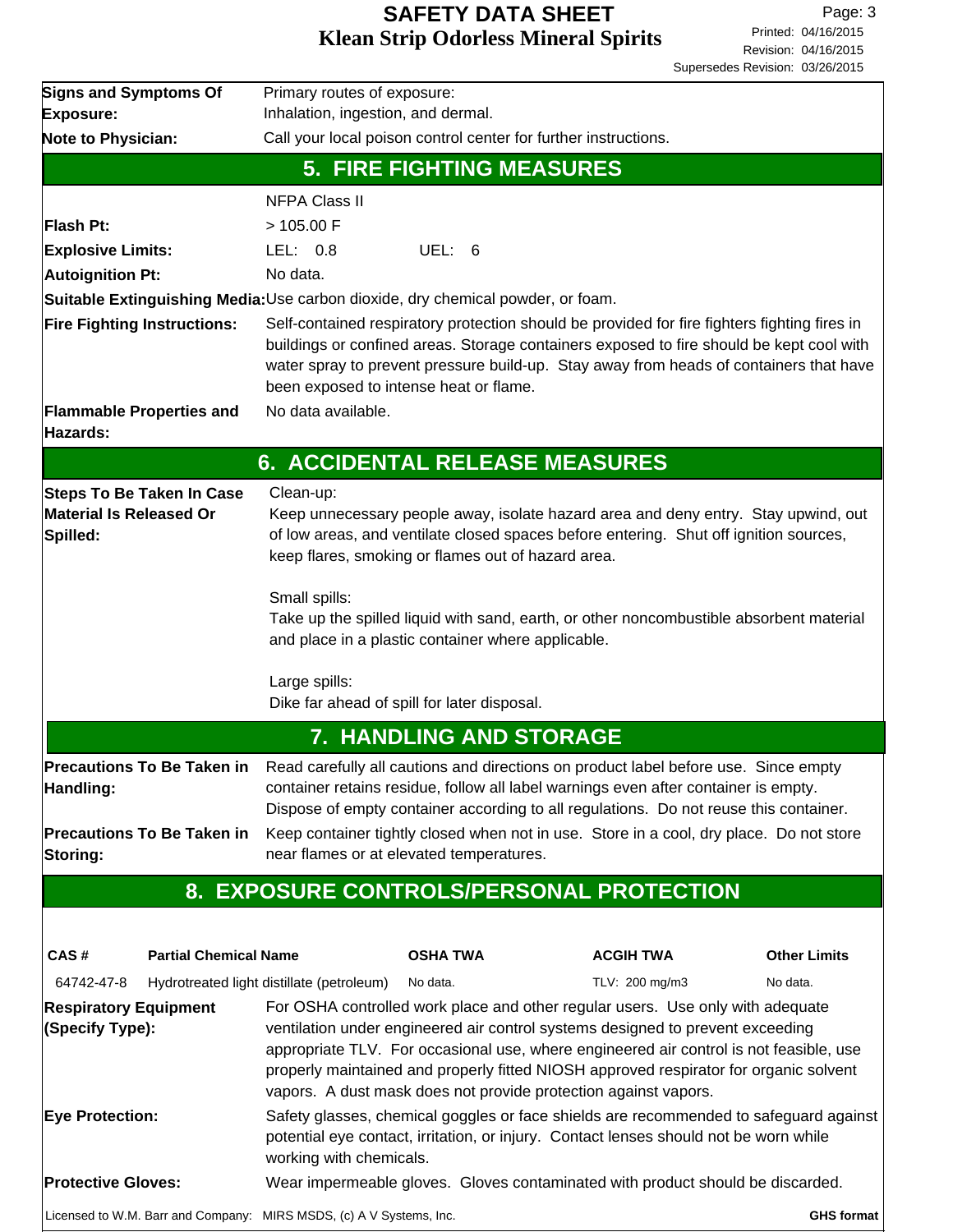**Signs and Symptoms Of Exposure:** Primary routes of exposure:
Inhalation, ingestion, and dermal.

**Note to Physician:** Call your local poison control center for further instructions.

## 5. FIRE FIGHTING MEASURES

NFPA Class II

**Flash Pt:** > 105.00 F

**Explosive Limits:** LEL: 0.8 UEL: 6

**Autoignition Pt:** No data.

**Suitable Extinguishing Media:** Use carbon dioxide, dry chemical powder, or foam.

**Fire Fighting Instructions:** Self-contained respiratory protection should be provided for fire fighters fighting fires in buildings or confined areas. Storage containers exposed to fire should be kept cool with water spray to prevent pressure build-up. Stay away from heads of containers that have been exposed to intense heat or flame.

**Flammable Properties and Hazards:** No data available.

## 6. ACCIDENTAL RELEASE MEASURES

**Steps To Be Taken In Case Material Is Released Or Spilled:** Clean-up:
Keep unnecessary people away, isolate hazard area and deny entry. Stay upwind, out of low areas, and ventilate closed spaces before entering. Shut off ignition sources, keep flares, smoking or flames out of hazard area.

Small spills:
Take up the spilled liquid with sand, earth, or other noncombustible absorbent material and place in a plastic container where applicable.

Large spills:
Dike far ahead of spill for later disposal.

## 7. HANDLING AND STORAGE

**Precautions To Be Taken in Handling:** Read carefully all cautions and directions on product label before use. Since empty container retains residue, follow all label warnings even after container is empty. Dispose of empty container according to all regulations. Do not reuse this container.

**Precautions To Be Taken in Storing:** Keep container tightly closed when not in use. Store in a cool, dry place. Do not store near flames or at elevated temperatures.

## 8. EXPOSURE CONTROLS/PERSONAL PROTECTION

| CAS # | Partial Chemical Name | OSHA TWA | ACGIH TWA | Other Limits |
|---|---|---|---|---|
| 64742-47-8 | Hydrotreated light distillate (petroleum) | No data. | TLV: 200 mg/m3 | No data. |

**Respiratory Equipment (Specify Type):** For OSHA controlled work place and other regular users. Use only with adequate ventilation under engineered air control systems designed to prevent exceeding appropriate TLV. For occasional use, where engineered air control is not feasible, use properly maintained and properly fitted NIOSH approved respirator for organic solvent vapors. A dust mask does not provide protection against vapors.

**Eye Protection:** Safety glasses, chemical goggles or face shields are recommended to safeguard against potential eye contact, irritation, or injury. Contact lenses should not be worn while working with chemicals.

**Protective Gloves:** Wear impermeable gloves. Gloves contaminated with product should be discarded.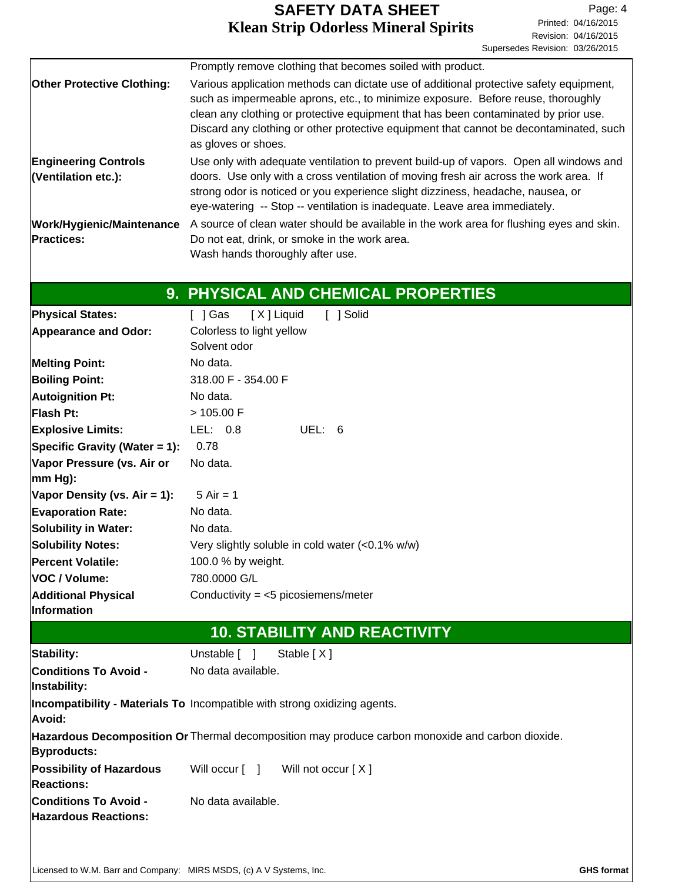| | |
|---|---|
| | Promptly remove clothing that becomes soiled with product. |
| **Other Protective Clothing:** | Various application methods can dictate use of additional protective safety equipment, such as impermeable aprons, etc., to minimize exposure. Before reuse, thoroughly clean any clothing or protective equipment that has been contaminated by prior use. Discard any clothing or other protective equipment that cannot be decontaminated, such as gloves or shoes. |
| **Engineering Controls (Ventilation etc.):** | Use only with adequate ventilation to prevent build-up of vapors. Open all windows and doors. Use only with a cross ventilation of moving fresh air across the work area. If strong odor is noticed or you experience slight dizziness, headache, nausea, or eye-watering -- Stop -- ventilation is inadequate. Leave area immediately. |
| **Work/Hygienic/Maintenance Practices:** | A source of clean water should be available in the work area for flushing eyes and skin. Do not eat, drink, or smoke in the work area. Wash hands thoroughly after use. |

## 9. PHYSICAL AND CHEMICAL PROPERTIES

| | |
|---|---|
| **Physical States:** | [ ] Gas [X] Liquid [ ] Solid |
| **Appearance and Odor:** | Colorless to light yellow Solvent odor |
| **Melting Point:** | No data. |
| **Boiling Point:** | 318.00 F - 354.00 F |
| **Autoignition Pt:** | No data. |
| **Flash Pt:** | > 105.00 F |
| **Explosive Limits:** | LEL: 0.8 UEL: 6 |
| **Specific Gravity (Water = 1):** | 0.78 |
| **Vapor Pressure (vs. Air or mm Hg):** | No data. |
| **Vapor Density (vs. Air = 1):** | 5 Air = 1 |
| **Evaporation Rate:** | No data. |
| **Solubility in Water:** | No data. |
| **Solubility Notes:** | Very slightly soluble in cold water (<0.1% w/w) |
| **Percent Volatile:** | 100.0 % by weight. |
| **VOC / Volume:** | 780.0000 G/L |
| **Additional Physical Information** | Conductivity = <5 picosiemens/meter |

## 10. STABILITY AND REACTIVITY

| | |
|---|---|
| **Stability:** | Unstable [ ] Stable [X] |
| **Conditions To Avoid - Instability:** | No data available. |
| **Incompatibility - Materials To Avoid:** | Incompatible with strong oxidizing agents. |
| **Hazardous Decomposition Or Byproducts:** | Thermal decomposition may produce carbon monoxide and carbon dioxide. |
| **Possibility of Hazardous Reactions:** | Will occur [ ] Will not occur [X] |
| **Conditions To Avoid - Hazardous Reactions:** | No data available. |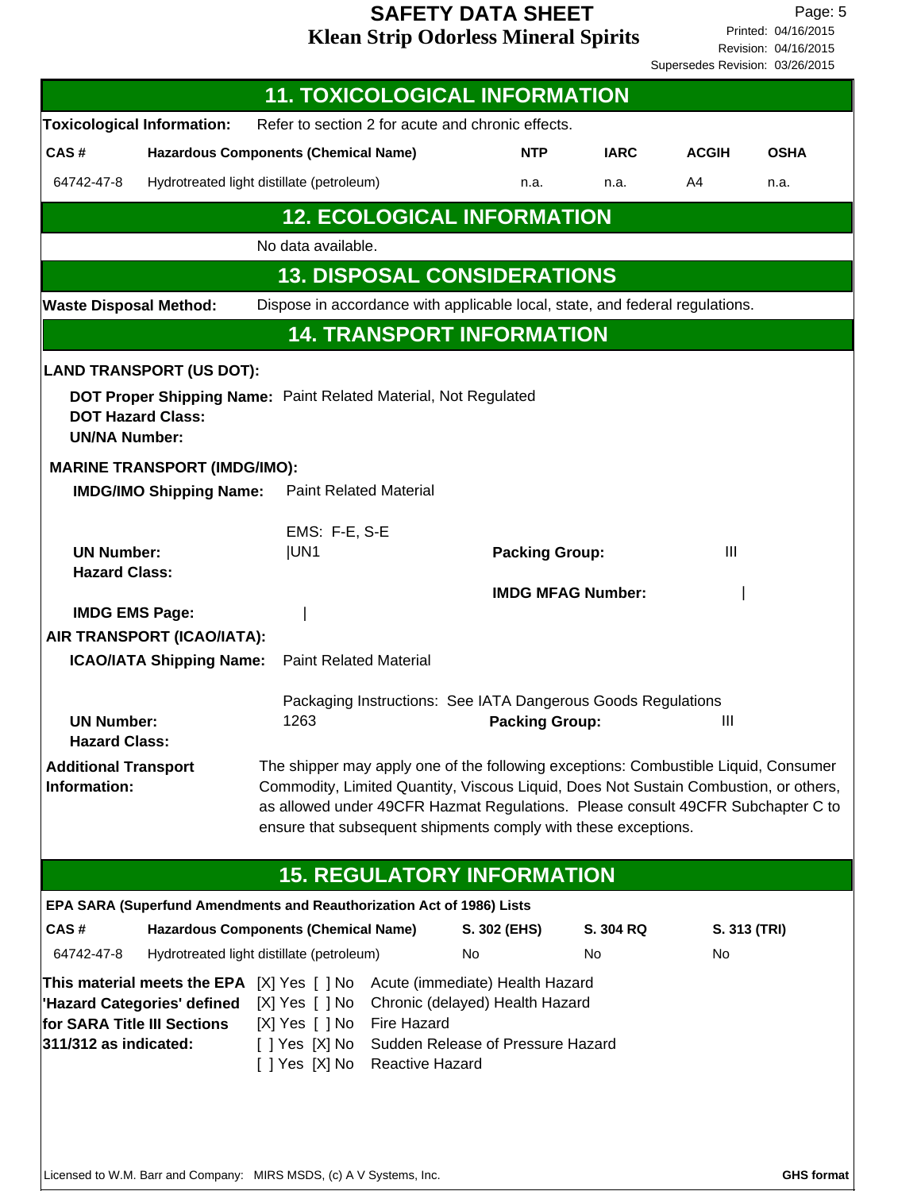## 11. TOXICOLOGICAL INFORMATION

**Toxicological Information:** Refer to section 2 for acute and chronic effects.

| CAS # | Hazardous Components (Chemical Name) | NTP | IARC | ACGIH | OSHA |
|---|---|---|---|---|---|
| 64742-47-8 | Hydrotreated light distillate (petroleum) | n.a. | n.a. | A4 | n.a. |

## 12. ECOLOGICAL INFORMATION

No data available.

## 13. DISPOSAL CONSIDERATIONS

**Waste Disposal Method:** Dispose in accordance with applicable local, state, and federal regulations.

## 14. TRANSPORT INFORMATION

**LAND TRANSPORT (US DOT):**

**DOT Proper Shipping Name:** Paint Related Material, Not Regulated
**DOT Hazard Class:**
**UN/NA Number:**

**MARINE TRANSPORT (IMDG/IMO):**

**IMDG/IMO Shipping Name:** Paint Related Material

EMS: F-E, S-E

**UN Number:** |UN1 **Packing Group:** III
**Hazard Class:**

**IMDG MFAG Number:** |

**IMDG EMS Page:** |

**AIR TRANSPORT (ICAO/IATA):**

**ICAO/IATA Shipping Name:** Paint Related Material

Packaging Instructions: See IATA Dangerous Goods Regulations

**UN Number:** 1263 **Packing Group:** III
**Hazard Class:**

**Additional Transport Information:** The shipper may apply one of the following exceptions: Combustible Liquid, Consumer Commodity, Limited Quantity, Viscous Liquid, Does Not Sustain Combustion, or others, as allowed under 49CFR Hazmat Regulations. Please consult 49CFR Subchapter C to ensure that subsequent shipments comply with these exceptions.

## 15. REGULATORY INFORMATION

**EPA SARA (Superfund Amendments and Reauthorization Act of 1986) Lists**

| CAS # | Hazardous Components (Chemical Name) | S. 302 (EHS) | S. 304 RQ | S. 313 (TRI) |
|---|---|---|---|---|
| 64742-47-8 | Hydrotreated light distillate (petroleum) | No | No | No |

**This material meets the EPA 'Hazard Categories' defined for SARA Title III Sections 311/312 as indicated:**

[X] Yes [ ] No Acute (immediate) Health Hazard
[X] Yes [ ] No Chronic (delayed) Health Hazard
[X] Yes [ ] No Fire Hazard
[ ] Yes [X] No Sudden Release of Pressure Hazard
[ ] Yes [X] No Reactive Hazard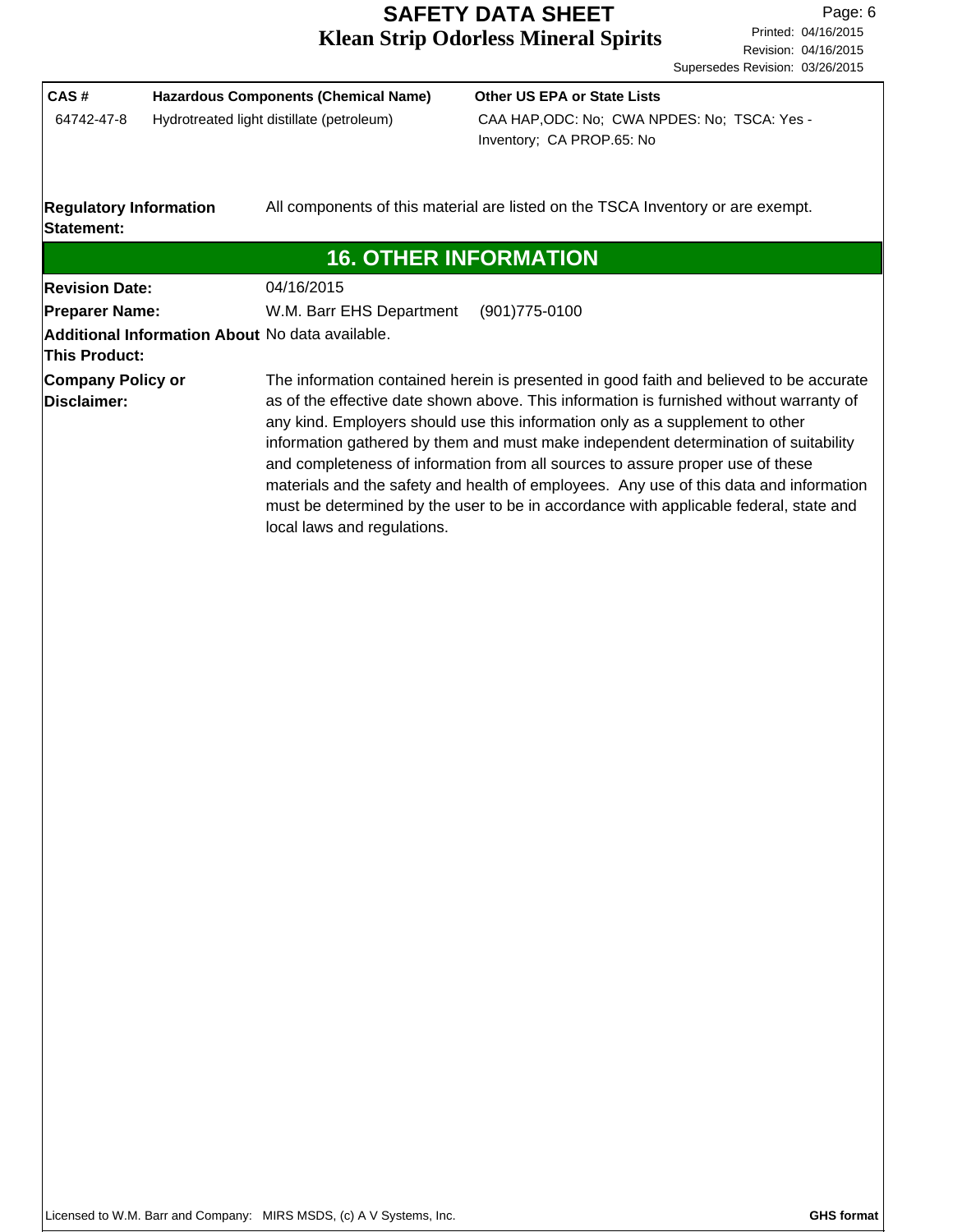| CAS # | Hazardous Components (Chemical Name) | Other US EPA or State Lists |
|---|---|---|
| 64742-47-8 | Hydrotreated light distillate (petroleum) | CAA HAP,ODC: No; CWA NPDES: No; TSCA: Yes - Inventory; CA PROP.65: No |

**Regulatory Information Statement:** All components of this material are listed on the TSCA Inventory or are exempt.

## 16. OTHER INFORMATION

**Revision Date:** 04/16/2015

**Preparer Name:** W.M. Barr EHS Department (901)775-0100

**Additional Information About This Product:** No data available.

**Company Policy or Disclaimer:** The information contained herein is presented in good faith and believed to be accurate as of the effective date shown above. This information is furnished without warranty of any kind. Employers should use this information only as a supplement to other information gathered by them and must make independent determination of suitability and completeness of information from all sources to assure proper use of these materials and the safety and health of employees. Any use of this data and information must be determined by the user to be in accordance with applicable federal, state and local laws and regulations.